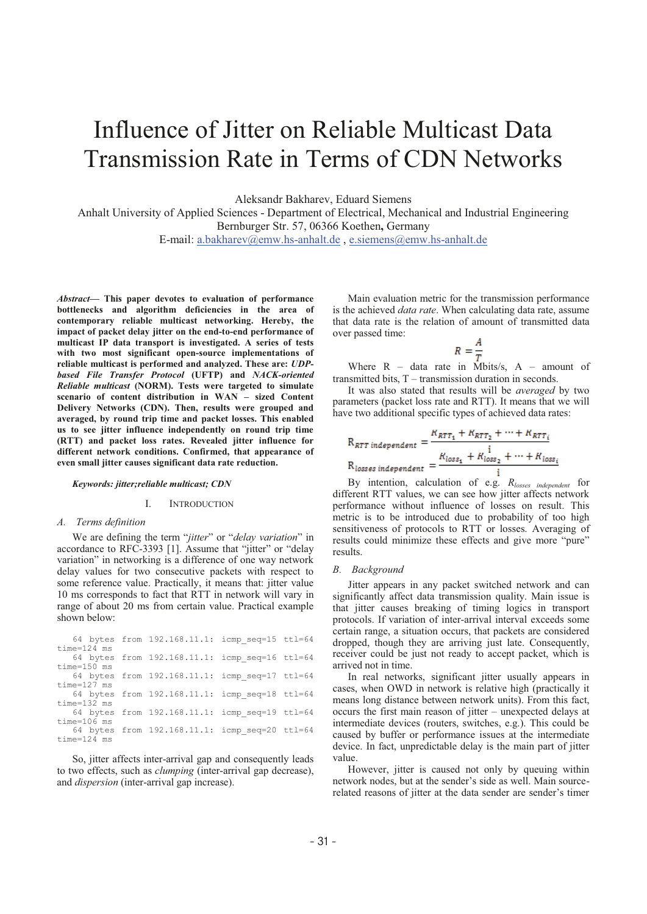# Influence of Jitter on Reliable Multicast Data Transmission Rate in Terms of CDN Networks

Aleksandr Bakharev, Eduard Siemens

Anhalt University of Applied Sciences - Department of Electrical, Mechanical and Industrial Engineering

Bernburger Str. 57, 06366 Koethen**,** Germany

E-mail: a.bakharev@emw.hs-anhalt.de , e.siemens@emw.hs-anhalt.de

***Abstract*— This paper devotes to evaluation of performance bottlenecks and algorithm deficiencies in the area of contemporary reliable multicast networking. Hereby, the impact of packet delay jitter on the end-to-end performance of multicast IP data transport is investigated. A series of tests with two most significant open-source implementations of reliable multicast is performed and analyzed. These are: *UDP-based File Transfer Protocol* (UFTP) and *NACK-oriented Reliable multicast* (NORM). Tests were targeted to simulate scenario of content distribution in WAN – sized Content Delivery Networks (CDN). Then, results were grouped and averaged, by round trip time and packet losses. This enabled us to see jitter influence independently on round trip time (RTT) and packet loss rates. Revealed jitter influence for different network conditions. Confirmed, that appearance of even small jitter causes significant data rate reduction.**

***Keywords: jitter;reliable multicast; CDN***

## I. Introduction

### A. Terms definition

We are defining the term "*jitter*" or "*delay variation*" in accordance to RFC-3393 [1]. Assume that "jitter" or "delay variation" in networking is a difference of one way network delay values for two consecutive packets with respect to some reference value. Practically, it means that: jitter value 10 ms corresponds to fact that RTT in network will vary in range of about 20 ms from certain value. Practical example shown below:

```
64 bytes from 192.168.11.1: icmp_seq=15 ttl=64 time=124 ms
64 bytes from 192.168.11.1: icmp_seq=16 ttl=64 time=150 ms
64 bytes from 192.168.11.1: icmp_seq=17 ttl=64 time=127 ms
64 bytes from 192.168.11.1: icmp_seq=18 ttl=64 time=132 ms
64 bytes from 192.168.11.1: icmp_seq=19 ttl=64 time=106 ms
64 bytes from 192.168.11.1: icmp_seq=20 ttl=64 time=124 ms
```

So, jitter affects inter-arrival gap and consequently leads to two effects, such as *clumping* (inter-arrival gap decrease), and *dispersion* (inter-arrival gap increase).

Main evaluation metric for the transmission performance is the achieved *data rate*. When calculating data rate, assume that data rate is the relation of amount of transmitted data over passed time:

$$R = \frac{A}{T}$$

Where R – data rate in Mbits/s, A – amount of transmitted bits, T – transmission duration in seconds.

It was also stated that results will be *averaged* by two parameters (packet loss rate and RTT). It means that we will have two additional specific types of achieved data rates:

$$R_{RTT\ independent} = \frac{R_{RTT_1} + R_{RTT_2} + \cdots + R_{RTT_i}}{i}$$

$$R_{losses\ independent} = \frac{R_{loss_1} + R_{loss_2} + \cdots + R_{loss_i}}{i}$$

By intention, calculation of e.g. $R_{losses\ independent}$ for different RTT values, we can see how jitter affects network performance without influence of losses on result. This metric is to be introduced due to probability of too high sensitiveness of protocols to RTT or losses. Averaging of results could minimize these effects and give more "pure" results.

### B. Background

Jitter appears in any packet switched network and can significantly affect data transmission quality. Main issue is that jitter causes breaking of timing logics in transport protocols. If variation of inter-arrival interval exceeds some certain range, a situation occurs, that packets are considered dropped, though they are arriving just late. Consequently, receiver could be just not ready to accept packet, which is arrived not in time.

In real networks, significant jitter usually appears in cases, when OWD in network is relative high (practically it means long distance between network units). From this fact, occurs the first main reason of jitter – unexpected delays at intermediate devices (routers, switches, e.g.). This could be caused by buffer or performance issues at the intermediate device. In fact, unpredictable delay is the main part of jitter value.

However, jitter is caused not only by queuing within network nodes, but at the sender's side as well. Main source-related reasons of jitter at the data sender are sender's timer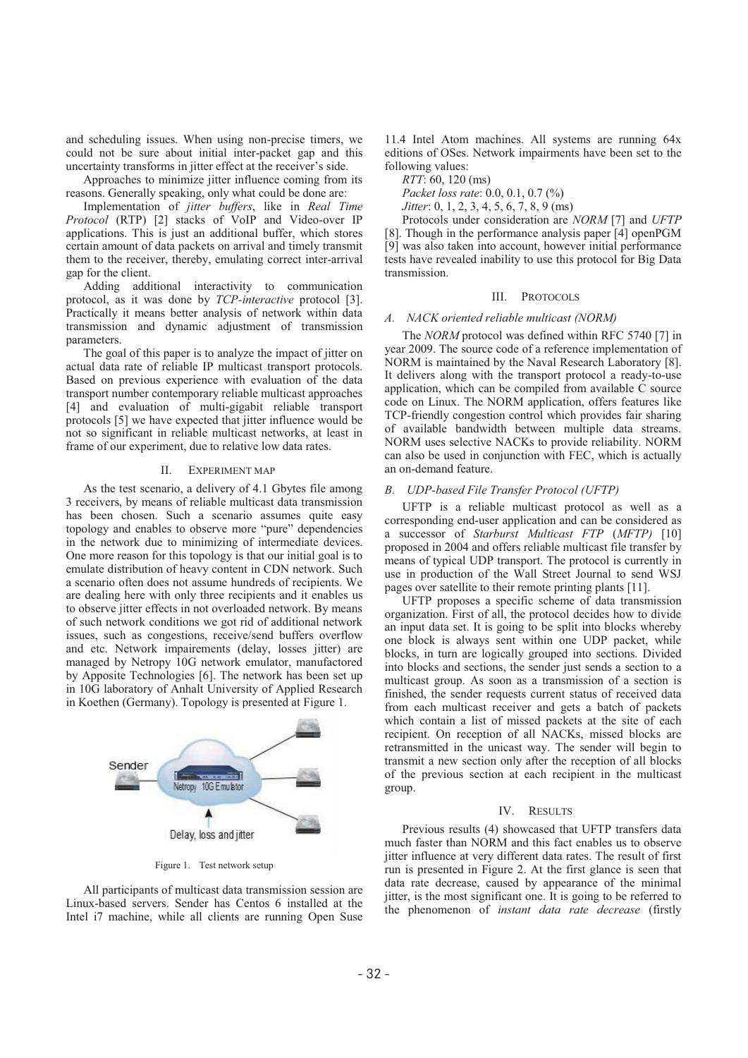and scheduling issues. When using non-precise timers, we could not be sure about initial inter-packet gap and this uncertainty transforms in jitter effect at the receiver's side.

Approaches to minimize jitter influence coming from its reasons. Generally speaking, only what could be done are:

Implementation of *jitter buffers*, like in *Real Time Protocol* (RTP) [2] stacks of VoIP and Video-over IP applications. This is just an additional buffer, which stores certain amount of data packets on arrival and timely transmit them to the receiver, thereby, emulating correct inter-arrival gap for the client.

Adding additional interactivity to communication protocol, as it was done by *TCP-interactive* protocol [3]. Practically it means better analysis of network within data transmission and dynamic adjustment of transmission parameters.

The goal of this paper is to analyze the impact of jitter on actual data rate of reliable IP multicast transport protocols. Based on previous experience with evaluation of the data transport number contemporary reliable multicast approaches [4] and evaluation of multi-gigabit reliable transport protocols [5] we have expected that jitter influence would be not so significant in reliable multicast networks, at least in frame of our experiment, due to relative low data rates.

## II. Experiment map

As the test scenario, a delivery of 4.1 Gbytes file among 3 receivers, by means of reliable multicast data transmission has been chosen. Such a scenario assumes quite easy topology and enables to observe more "pure" dependencies in the network due to minimizing of intermediate devices. One more reason for this topology is that our initial goal is to emulate distribution of heavy content in CDN network. Such a scenario often does not assume hundreds of recipients. We are dealing here with only three recipients and it enables us to observe jitter effects in not overloaded network. By means of such network conditions we got rid of additional network issues, such as congestions, receive/send buffers overflow and etc. Network impairements (delay, losses jitter) are managed by Netropy 10G network emulator, manufactored by Apposite Technologies [6]. The network has been set up in 10G laboratory of Anhalt University of Applied Research in Koethen (Germany). Topology is presented at Figure 1.

Figure 1. Test network setup

All participants of multicast data transmission session are Linux-based servers. Sender has Centos 6 installed at the Intel i7 machine, while all clients are running Open Suse 11.4 Intel Atom machines. All systems are running 64x editions of OSes. Network impairments have been set to the following values:

*RTT*: 60, 120 (ms)

*Packet loss rate*: 0.0, 0.1, 0.7 (%)

*Jitter*: 0, 1, 2, 3, 4, 5, 6, 7, 8, 9 (ms)

Protocols under consideration are *NORM* [7] and *UFTP* [8]. Though in the performance analysis paper [4] openPGM [9] was also taken into account, however initial performance tests have revealed inability to use this protocol for Big Data transmission.

## III. Protocols

### A. NACK oriented reliable multicast (NORM)

The *NORM* protocol was defined within RFC 5740 [7] in year 2009. The source code of a reference implementation of NORM is maintained by the Naval Research Laboratory [8]. It delivers along with the transport protocol a ready-to-use application, which can be compiled from available C source code on Linux. The NORM application, offers features like TCP-friendly congestion control which provides fair sharing of available bandwidth between multiple data streams. NORM uses selective NACKs to provide reliability. NORM can also be used in conjunction with FEC, which is actually an on-demand feature.

### B. UDP-based File Transfer Protocol (UFTP)

UFTP is a reliable multicast protocol as well as a corresponding end-user application and can be considered as a successor of *Starburst Multicast FTP* (*MFTP)* [10] proposed in 2004 and offers reliable multicast file transfer by means of typical UDP transport. The protocol is currently in use in production of the Wall Street Journal to send WSJ pages over satellite to their remote printing plants [11].

UFTP proposes a specific scheme of data transmission organization. First of all, the protocol decides how to divide an input data set. It is going to be split into blocks whereby one block is always sent within one UDP packet, while blocks, in turn are logically grouped into sections. Divided into blocks and sections, the sender just sends a section to a multicast group. As soon as a transmission of a section is finished, the sender requests current status of received data from each multicast receiver and gets a batch of packets which contain a list of missed packets at the site of each recipient. On reception of all NACKs, missed blocks are retransmitted in the unicast way. The sender will begin to transmit a new section only after the reception of all blocks of the previous section at each recipient in the multicast group.

## IV. Results

Previous results (4) showcased that UFTP transfers data much faster than NORM and this fact enables us to observe jitter influence at very different data rates. The result of first run is presented in Figure 2. At the first glance is seen that data rate decrease, caused by appearance of the minimal jitter, is the most significant one. It is going to be referred to the phenomenon of *instant data rate decrease* (firstly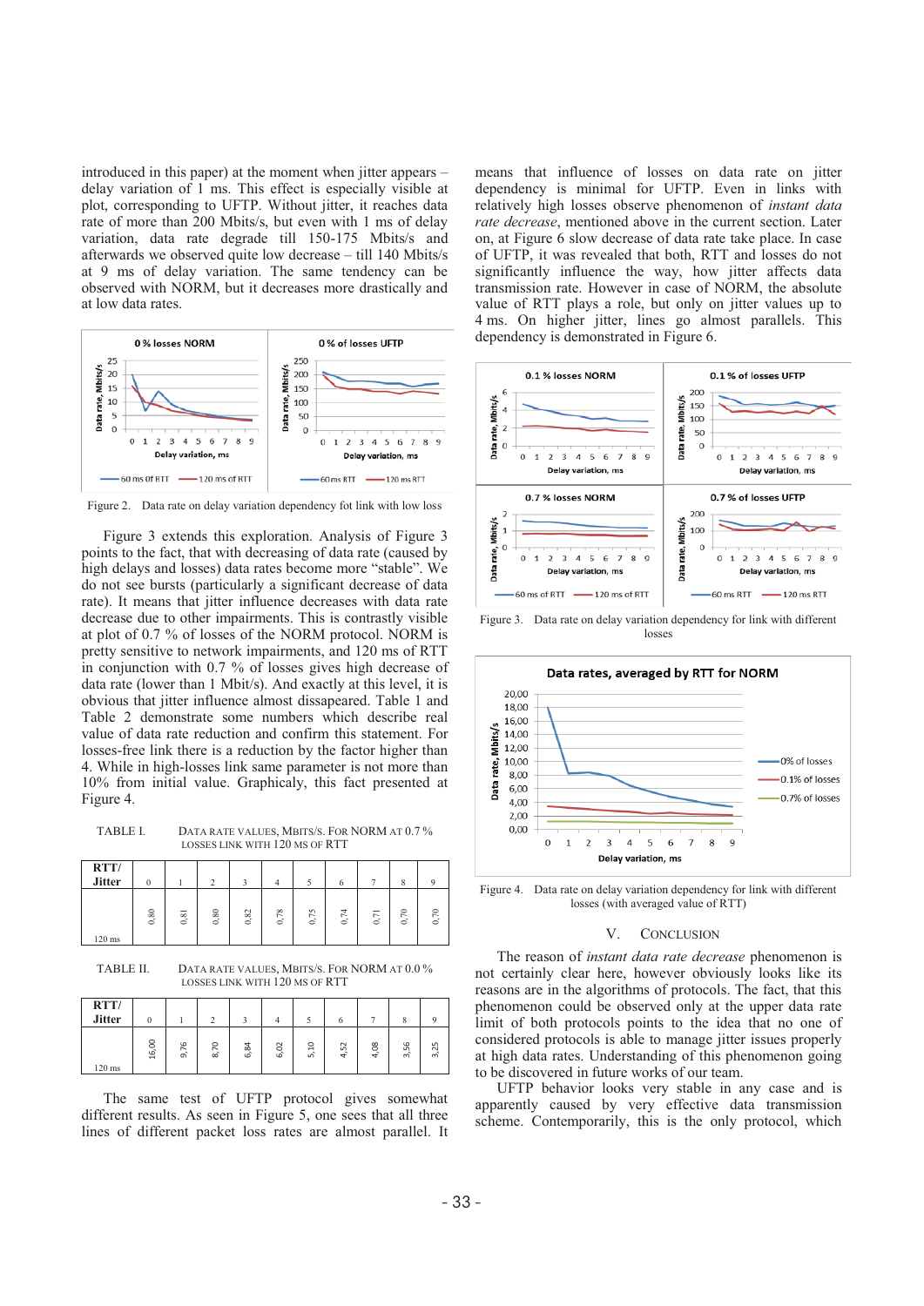introduced in this paper) at the moment when jitter appears – delay variation of 1 ms. This effect is especially visible at plot, corresponding to UFTP. Without jitter, it reaches data rate of more than 200 Mbits/s, but even with 1 ms of delay variation, data rate degrade till 150-175 Mbits/s and afterwards we observed quite low decrease – till 140 Mbits/s at 9 ms of delay variation. The same tendency can be observed with NORM, but it decreases more drastically and at low data rates.

Figure 2. Data rate on delay variation dependency fot link with low loss

Figure 3 extends this exploration. Analysis of Figure 3 points to the fact, that with decreasing of data rate (caused by high delays and losses) data rates become more "stable". We do not see bursts (particularly a significant decrease of data rate). It means that jitter influence decreases with data rate decrease due to other impairments. This is contrastly visible at plot of 0.7 % of losses of the NORM protocol. NORM is pretty sensitive to network impairments, and 120 ms of RTT in conjunction with 0.7 % of losses gives high decrease of data rate (lower than 1 Mbit/s). And exactly at this level, it is obvious that jitter influence almost dissapeared. Table 1 and Table 2 demonstrate some numbers which describe real value of data rate reduction and confirm this statement. For losses-free link there is a reduction by the factor higher than 4. While in high-losses link same parameter is not more than 10% from initial value. Graphicaly, this fact presented at Figure 4.

TABLE I. DATA RATE VALUES, MBITS/S. FOR NORM AT 0.7 % LOSSES LINK WITH 120 MS OF RTT

| RTT/ Jitter | 0 | 1 | 2 | 3 | 4 | 5 | 6 | 7 | 8 | 9 |
|---|---|---|---|---|---|---|---|---|---|---|
| 120 ms | 0,80 | 0,81 | 0,80 | 0,82 | 0,78 | 0,75 | 0,74 | 0,71 | 0,70 | 0,70 |

TABLE II. DATA RATE VALUES, MBITS/S. FOR NORM AT 0.0 % LOSSES LINK WITH 120 MS OF RTT

| RTT/ Jitter | 0 | 1 | 2 | 3 | 4 | 5 | 6 | 7 | 8 | 9 |
|---|---|---|---|---|---|---|---|---|---|---|
| 120 ms | 16,00 | 9,76 | 8,70 | 6,84 | 6,02 | 5,10 | 4,52 | 4,08 | 3,56 | 3,25 |

The same test of UFTP protocol gives somewhat different results. As seen in Figure 5, one sees that all three lines of different packet loss rates are almost parallel. It means that influence of losses on data rate on jitter dependency is minimal for UFTP. Even in links with relatively high losses observe phenomenon of *instant data rate decrease*, mentioned above in the current section. Later on, at Figure 6 slow decrease of data rate take place. In case of UFTP, it was revealed that both, RTT and losses do not significantly influence the way, how jitter affects data transmission rate. However in case of NORM, the absolute value of RTT plays a role, but only on jitter values up to 4 ms. On higher jitter, lines go almost parallels. This dependency is demonstrated in Figure 6.

Figure 3. Data rate on delay variation dependency for link with different losses

Figure 4. Data rate on delay variation dependency for link with different losses (with averaged value of RTT)

## V. CONCLUSION

The reason of *instant data rate decrease* phenomenon is not certainly clear here, however obviously looks like its reasons are in the algorithms of protocols. The fact, that this phenomenon could be observed only at the upper data rate limit of both protocols points to the idea that no one of considered protocols is able to manage jitter issues properly at high data rates. Understanding of this phenomenon going to be discovered in future works of our team.

UFTP behavior looks very stable in any case and is apparently caused by very effective data transmission scheme. Contemporarily, this is the only protocol, which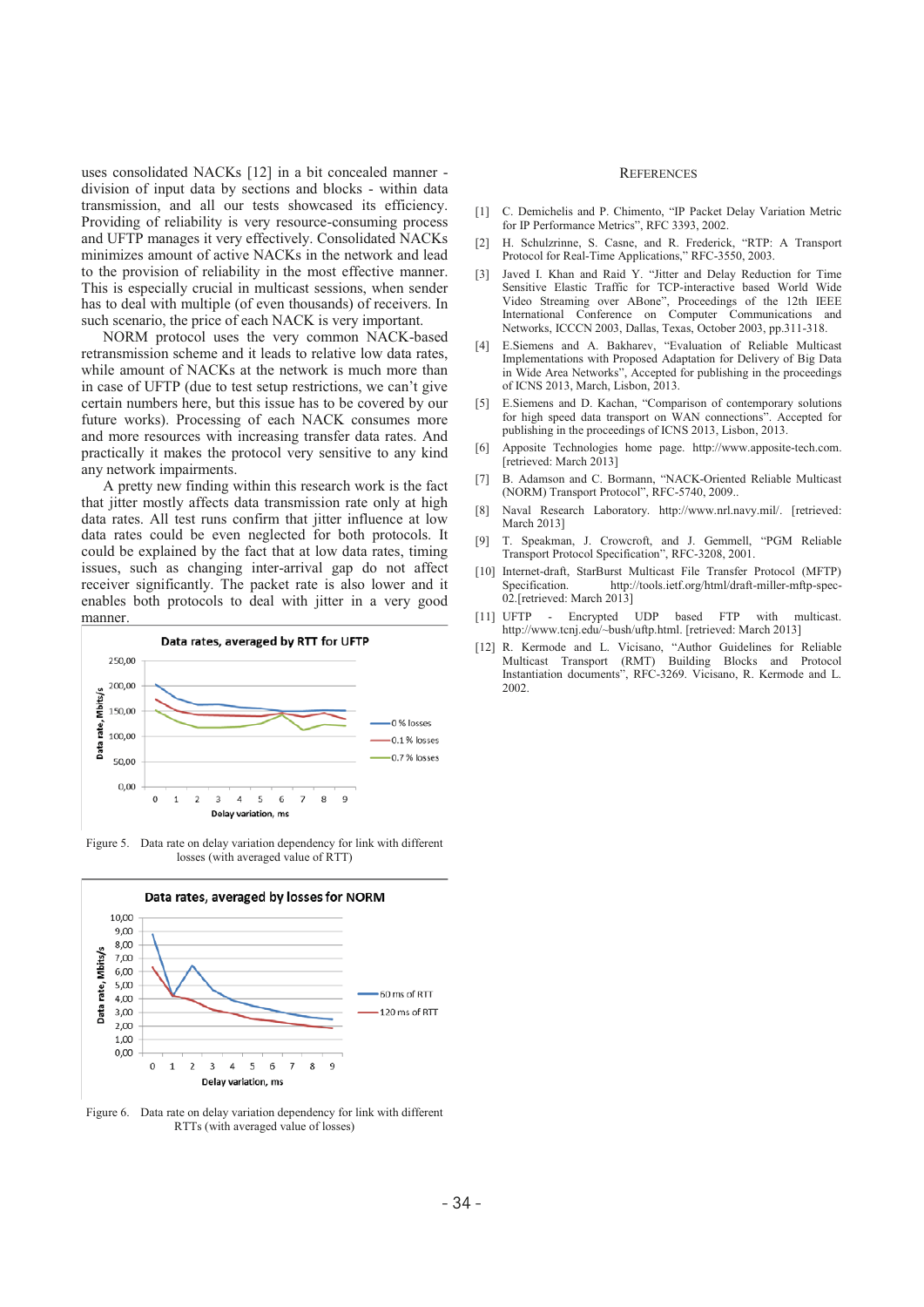uses consolidated NACKs [12] in a bit concealed manner - division of input data by sections and blocks - within data transmission, and all our tests showcased its efficiency. Providing of reliability is very resource-consuming process and UFTP manages it very effectively. Consolidated NACKs minimizes amount of active NACKs in the network and lead to the provision of reliability in the most effective manner. This is especially crucial in multicast sessions, when sender has to deal with multiple (of even thousands) of receivers. In such scenario, the price of each NACK is very important.

NORM protocol uses the very common NACK-based retransmission scheme and it leads to relative low data rates, while amount of NACKs at the network is much more than in case of UFTP (due to test setup restrictions, we can't give certain numbers here, but this issue has to be covered by our future works). Processing of each NACK consumes more and more resources with increasing transfer data rates. And practically it makes the protocol very sensitive to any kind any network impairments.

A pretty new finding within this research work is the fact that jitter mostly affects data transmission rate only at high data rates. All test runs confirm that jitter influence at low data rates could be even neglected for both protocols. It could be explained by the fact that at low data rates, timing issues, such as changing inter-arrival gap do not affect receiver significantly. The packet rate is also lower and it enables both protocols to deal with jitter in a very good manner.

Data rates, averaged by RTT for UFTP

Data rate, Mbits/s
250,00
200,00
150,00
100,00
50,00
0,00

0 1 2 3 4 5 6 7 8 9
Delay variation, ms

0 % losses
0.1 % losses
0.7 % losses

Figure 5. Data rate on delay variation dependency for link with different losses (with averaged value of RTT)

Data rates, averaged by losses for NORM

Data rate, Mbits/s
10,00
9,00
8,00
7,00
6,00
5,00
4,00
3,00
2,00
1,00
0,00

0 1 2 3 4 5 6 7 8 9
Delay variation, ms

60 ms of RTT
120 ms of RTT

Figure 6. Data rate on delay variation dependency for link with different RTTs (with averaged value of losses)

## References

[1] C. Demichelis and P. Chimento, "IP Packet Delay Variation Metric for IP Performance Metrics", RFC 3393, 2002.

[2] H. Schulzrinne, S. Casne, and R. Frederick, "RTP: A Transport Protocol for Real-Time Applications," RFC-3550, 2003.

[3] Javed I. Khan and Raid Y. "Jitter and Delay Reduction for Time Sensitive Elastic Traffic for TCP-interactive based World Wide Video Streaming over ABone", Proceedings of the 12th IEEE International Conference on Computer Communications and Networks, ICCCN 2003, Dallas, Texas, October 2003, pp.311-318.

[4] E.Siemens and A. Bakharev, "Evaluation of Reliable Multicast Implementations with Proposed Adaptation for Delivery of Big Data in Wide Area Networks", Accepted for publishing in the proceedings of ICNS 2013, March, Lisbon, 2013.

[5] E.Siemens and D. Kachan, "Comparison of contemporary solutions for high speed data transport on WAN connections". Accepted for publishing in the proceedings of ICNS 2013, Lisbon, 2013.

[6] Apposite Technologies home page. http://www.apposite-tech.com. [retrieved: March 2013]

[7] B. Adamson and C. Bormann, "NACK-Oriented Reliable Multicast (NORM) Transport Protocol", RFC-5740, 2009..

[8] Naval Research Laboratory. http://www.nrl.navy.mil/. [retrieved: March 2013]

[9] T. Speakman, J. Crowcroft, and J. Gemmell, "PGM Reliable Transport Protocol Specification", RFC-3208, 2001.

[10] Internet-draft, StarBurst Multicast File Transfer Protocol (MFTP) Specification. http://tools.ietf.org/html/draft-miller-mftp-spec-02.[retrieved: March 2013]

[11] UFTP - Encrypted UDP based FTP with multicast. http://www.tcnj.edu/~bush/uftp.html. [retrieved: March 2013]

[12] R. Kermode and L. Vicisano, "Author Guidelines for Reliable Multicast Transport (RMT) Building Blocks and Protocol Instantiation documents", RFC-3269. Vicisano, R. Kermode and L. 2002.